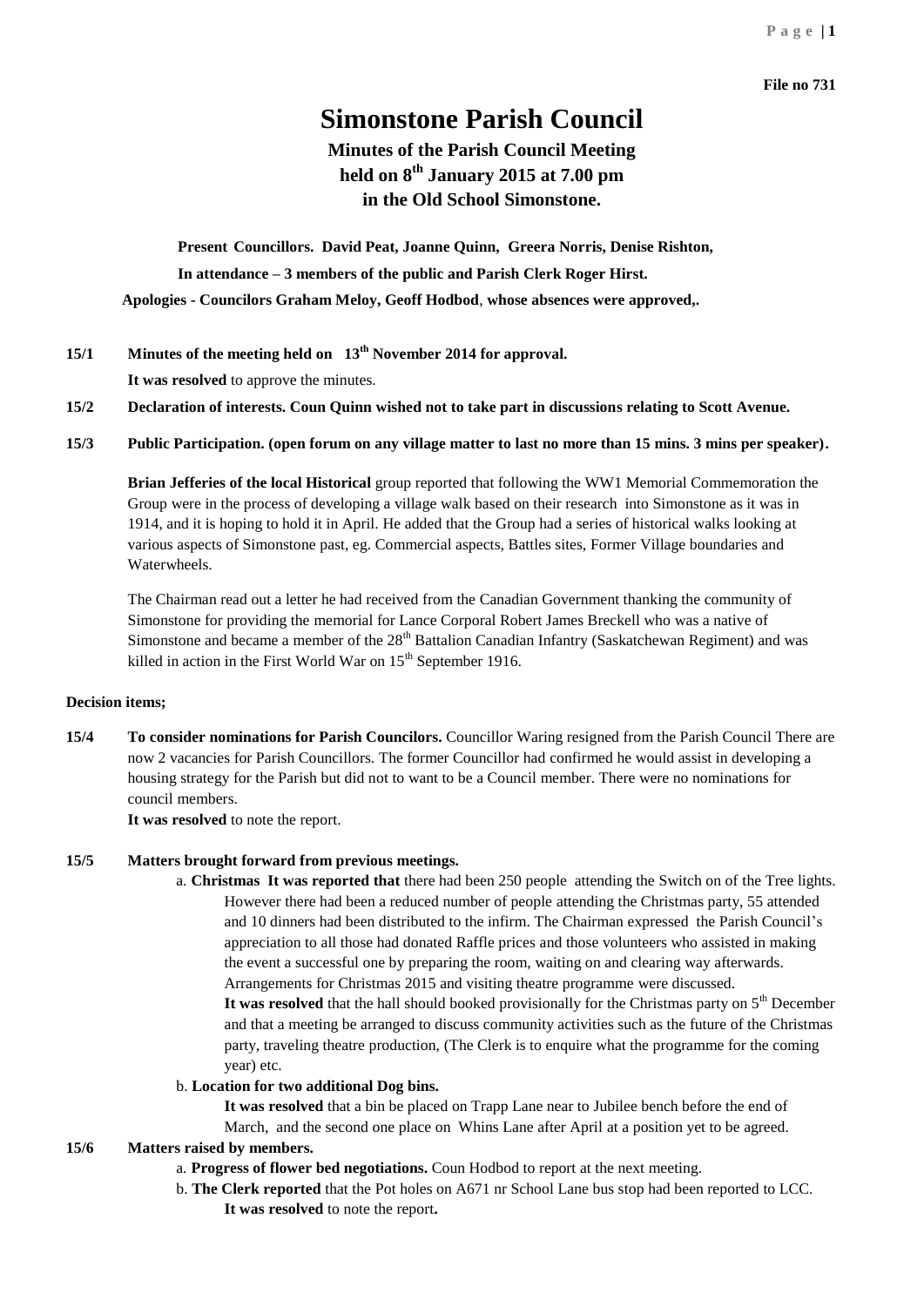**File no 731**

# Simonstone Parish Council

## Minutes of the Parish Council Meeting held on 8th January 2015 at 7.00 pm in the Old School Simonstone.

**Present Councillors. David Peat, Joanne Quinn, Greera Norris, Denise Rishton,**

**In attendance – 3 members of the public and Parish Clerk Roger Hirst.**

**Apologies - Councilors Graham Meloy, Geoff Hodbod, whose absences were approved,.**

**15/1 Minutes of the meeting held on 13th November 2014 for approval.**

**It was resolved** to approve the minutes.

**15/2 Declaration of interests. Coun Quinn wished not to take part in discussions relating to Scott Avenue.**

**15/3 Public Participation. (open forum on any village matter to last no more than 15 mins. 3 mins per speaker).**

**Brian Jefferies of the local Historical** group reported that following the WW1 Memorial Commemoration the Group were in the process of developing a village walk based on their research into Simonstone as it was in 1914, and it is hoping to hold it in April. He added that the Group had a series of historical walks looking at various aspects of Simonstone past, eg. Commercial aspects, Battles sites, Former Village boundaries and Waterwheels.

The Chairman read out a letter he had received from the Canadian Government thanking the community of Simonstone for providing the memorial for Lance Corporal Robert James Breckell who was a native of Simonstone and became a member of the 28th Battalion Canadian Infantry (Saskatchewan Regiment) and was killed in action in the First World War on 15th September 1916.

**Decision items;**

**15/4 To consider nominations for Parish Councilors.** Councillor Waring resigned from the Parish Council There are now 2 vacancies for Parish Councillors. The former Councillor had confirmed he would assist in developing a housing strategy for the Parish but did not to want to be a Council member. There were no nominations for council members.

**It was resolved** to note the report.

**15/5 Matters brought forward from previous meetings.**

a. **Christmas It was reported that** there had been 250 people attending the Switch on of the Tree lights. However there had been a reduced number of people attending the Christmas party, 55 attended and 10 dinners had been distributed to the infirm. The Chairman expressed the Parish Council's appreciation to all those had donated Raffle prices and those volunteers who assisted in making the event a successful one by preparing the room, waiting on and clearing way afterwards. Arrangements for Christmas 2015 and visiting theatre programme were discussed.

**It was resolved** that the hall should booked provisionally for the Christmas party on 5th December and that a meeting be arranged to discuss community activities such as the future of the Christmas party, traveling theatre production, (The Clerk is to enquire what the programme for the coming year) etc.

b. **Location for two additional Dog bins.**

**It was resolved** that a bin be placed on Trapp Lane near to Jubilee bench before the end of March, and the second one place on Whins Lane after April at a position yet to be agreed.

**15/6 Matters raised by members.**

a. **Progress of flower bed negotiations.** Coun Hodbod to report at the next meeting.

b. **The Clerk reported** that the Pot holes on A671 nr School Lane bus stop had been reported to LCC.

**It was resolved** to note the report**.**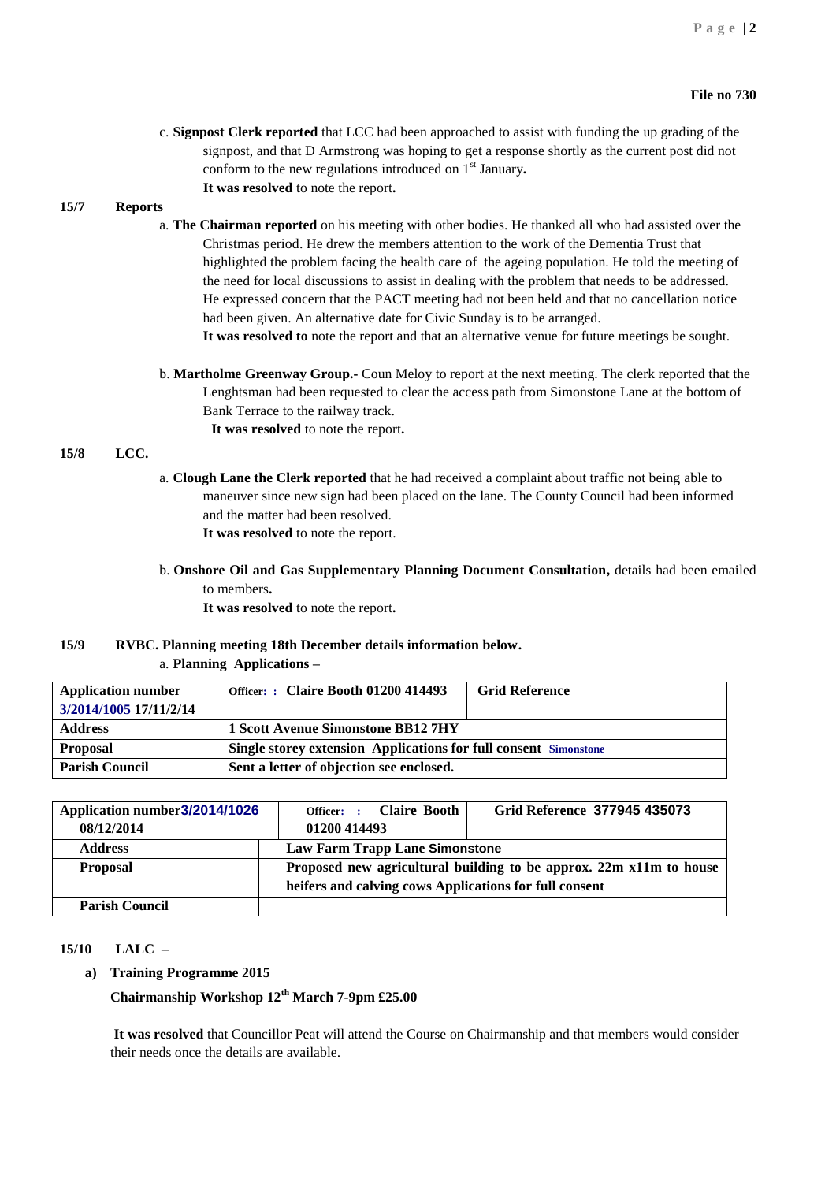**File no 730**

c. **Signpost Clerk reported** that LCC had been approached to assist with funding the up grading of the signpost, and that D Armstrong was hoping to get a response shortly as the current post did not conform to the new regulations introduced on 1st January**.**
**It was resolved** to note the report**.**

**15/7 Reports**

a. **The Chairman reported** on his meeting with other bodies. He thanked all who had assisted over the Christmas period. He drew the members attention to the work of the Dementia Trust that highlighted the problem facing the health care of the ageing population. He told the meeting of the need for local discussions to assist in dealing with the problem that needs to be addressed. He expressed concern that the PACT meeting had not been held and that no cancellation notice had been given. An alternative date for Civic Sunday is to be arranged.
**It was resolved to** note the report and that an alternative venue for future meetings be sought.

b. **Martholme Greenway Group.-** Coun Meloy to report at the next meeting. The clerk reported that the Lenghtsman had been requested to clear the access path from Simonstone Lane at the bottom of Bank Terrace to the railway track.
**It was resolved** to note the report**.**

**15/8 LCC.**

a. **Clough Lane the Clerk reported** that he had received a complaint about traffic not being able to maneuver since new sign had been placed on the lane. The County Council had been informed and the matter had been resolved.
**It was resolved** to note the report.

b. **Onshore Oil and Gas Supplementary Planning Document Consultation,** details had been emailed to members**.**
**It was resolved** to note the report**.**

**15/9 RVBC. Planning meeting 18th December details information below.**

a. **Planning Applications –**

| **Application number** 3/2014/1005 **17/11/2/14** | **Officer: : Claire Booth 01200 414493** | **Grid Reference** |
|---|---|---|
| **Address** | **1 Scott Avenue Simonstone BB12 7HY** | |
| **Proposal** | **Single storey extension Applications for full consent** Simonstone | |
| **Parish Council** | **Sent a letter of objection see enclosed.** | |

| **Application number 3/2014/1026 08/12/2014** | **Officer: : Claire Booth 01200 414493** | **Grid Reference 377945 435073** |
|---|---|---|
| **Address** | **Law Farm Trapp Lane Simonstone** | |
| **Proposal** | **Proposed new agricultural building to be approx. 22m x11m to house heifers and calving cows Applications for full consent** | |
| **Parish Council** | | |

**15/10 LALC –**

**a) Training Programme 2015**

**Chairmanship Workshop 12th March 7-9pm £25.00**

**It was resolved** that Councillor Peat will attend the Course on Chairmanship and that members would consider their needs once the details are available.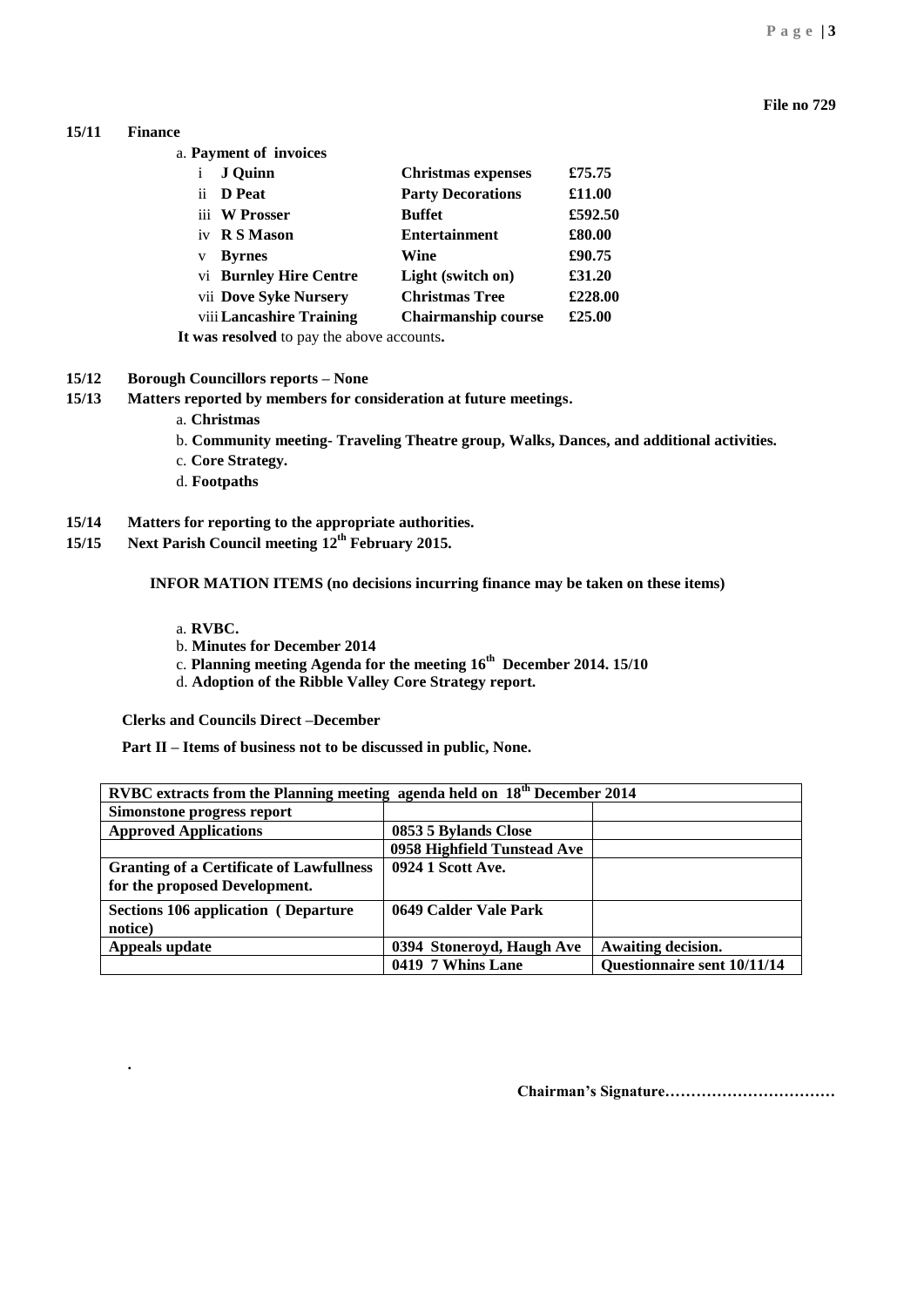**File no 729**

**15/11 Finance**

a. **Payment of invoices**

| | | | |
|---|---|---|---|
| i | **J Quinn** | **Christmas expenses** | **£75.75** |
| ii | **D Peat** | **Party Decorations** | **£11.00** |
| iii | **W Prosser** | **Buffet** | **£592.50** |
| iv | **R S Mason** | **Entertainment** | **£80.00** |
| v | **Byrnes** | **Wine** | **£90.75** |
| vi | **Burnley Hire Centre** | **Light (switch on)** | **£31.20** |
| vii | **Dove Syke Nursery** | **Christmas Tree** | **£228.00** |
| viii | **Lancashire Training** | **Chairmanship course** | **£25.00** |

**It was resolved** to pay the above accounts**.**

**15/12 Borough Councillors reports – None**

**15/13 Matters reported by members for consideration at future meetings.**

a. **Christmas**
b. **Community meeting- Traveling Theatre group, Walks, Dances, and additional activities.**
c. **Core Strategy.**
d. **Footpaths**

**15/14 Matters for reporting to the appropriate authorities.**

**15/15 Next Parish Council meeting 12th February 2015.**

**INFOR MATION ITEMS (no decisions incurring finance may be taken on these items)**

a. **RVBC.**
b. **Minutes for December 2014**
c. **Planning meeting Agenda for the meeting 16th December 2014. 15/10**
d. **Adoption of the Ribble Valley Core Strategy report.**

**Clerks and Councils Direct –December**

**Part II – Items of business not to be discussed in public, None.**

| **RVBC extracts from the Planning meeting agenda held on 18th December 2014** | | |
|---|---|---|
| **Simonstone progress report** | | |
| **Approved Applications** | **0853 5 Bylands Close** | |
| | **0958 Highfield Tunstead Ave** | |
| **Granting of a Certificate of Lawfullness for the proposed Development.** | **0924 1 Scott Ave.** | |
| **Sections 106 application ( Departure notice)** | **0649 Calder Vale Park** | |
| **Appeals update** | **0394 Stoneroyd, Haugh Ave** | **Awaiting decision.** |
| | **0419 7 Whins Lane** | **Questionnaire sent 10/11/14** |

.

**Chairman's Signature……………………………**